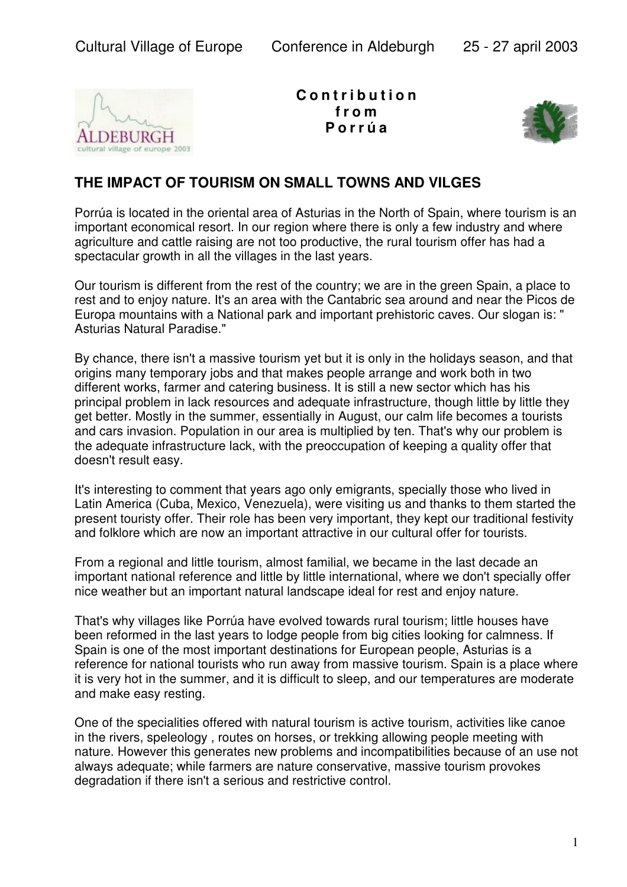Cultural Village of Europe    Conference in Aldeburgh    25 - 27 april 2003

**Contribution from Porrúa**

## THE IMPACT OF TOURISM ON SMALL TOWNS AND VILGES

Porrúa is located in the oriental area of Asturias in the North of Spain, where tourism is an important economical resort. In our region where there is only a few industry and where agriculture and cattle raising are not too productive, the rural tourism offer has had a spectacular growth in all the villages in the last years.

Our tourism is different from the rest of the country; we are in the green Spain, a place to rest and to enjoy nature. It's an area with the Cantabric sea around and near the Picos de Europa mountains with a National park and important prehistoric caves. Our slogan is: " Asturias Natural Paradise."

By chance, there isn't a massive tourism yet but it is only in the holidays season, and that origins many temporary jobs and that makes people arrange and work both in two different works, farmer and catering business. It is still a new sector which has his principal problem in lack resources and adequate infrastructure, though little by little they get better. Mostly in the summer, essentially in August, our calm life becomes a tourists and cars invasion. Population in our area is multiplied by ten. That's why our problem is the adequate infrastructure lack, with the preoccupation of keeping a quality offer that doesn't result easy.

It's interesting to comment that years ago only emigrants, specially those who lived in Latin America (Cuba, Mexico, Venezuela), were visiting us and thanks to them started the present touristy offer. Their role has been very important, they kept our traditional festivity and folklore which are now an important attractive in our cultural offer for tourists.

From a regional and little tourism, almost familial, we became in the last decade an important national reference and little by little international, where we don't specially offer nice weather but an important natural landscape ideal for rest and enjoy nature.

That's why villages like Porrúa have evolved towards rural tourism; little houses have been reformed in the last years to lodge people from big cities looking for calmness. If Spain is one of the most important destinations for European people, Asturias is a reference for national tourists who run away from massive tourism. Spain is a place where it is very hot in the summer, and it is difficult to sleep, and our temperatures are moderate and make easy resting.

One of the specialities offered with natural tourism is active tourism, activities like canoe in the rivers, speleology , routes on horses, or trekking allowing people meeting with nature. However this generates new problems and incompatibilities because of an use not always adequate; while farmers are nature conservative, massive tourism provokes degradation if there isn't a serious and restrictive control.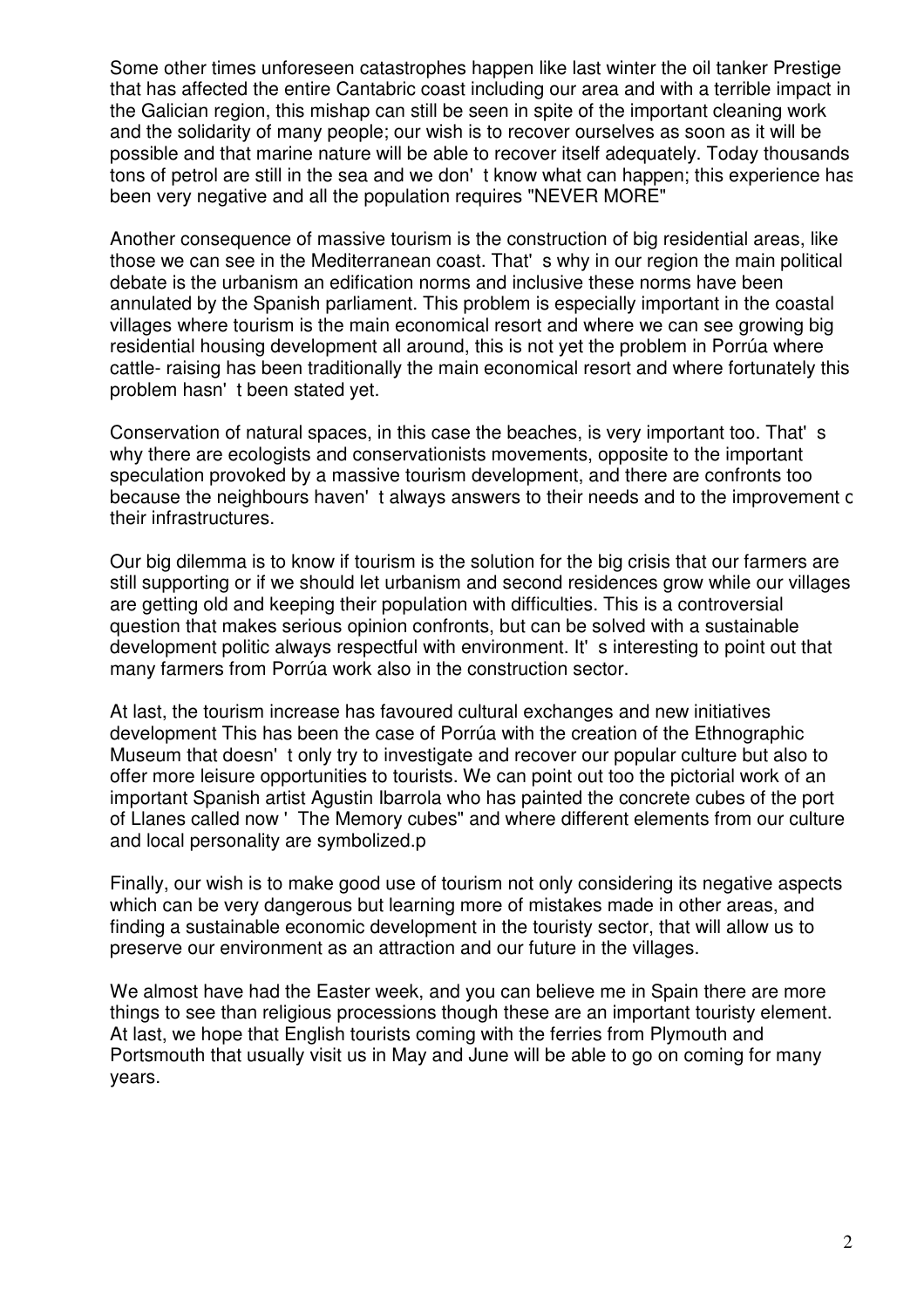Some other times unforeseen catastrophes happen like last winter the oil tanker Prestige that has affected the entire Cantabric coast including our area and with a terrible impact in the Galician region, this mishap can still be seen in spite of the important cleaning work and the solidarity of many people; our wish is to recover ourselves as soon as it will be possible and that marine nature will be able to recover itself adequately. Today thousands tons of petrol are still in the sea and we don' t know what can happen; this experience has been very negative and all the population requires "NEVER MORE"

Another consequence of massive tourism is the construction of big residential areas, like those we can see in the Mediterranean coast. That' s why in our region the main political debate is the urbanism an edification norms and inclusive these norms have been annulated by the Spanish parliament. This problem is especially important in the coastal villages where tourism is the main economical resort and where we can see growing big residential housing development all around, this is not yet the problem in Porrúa where cattle- raising has been traditionally the main economical resort and where fortunately this problem hasn' t been stated yet.

Conservation of natural spaces, in this case the beaches, is very important too. That' s why there are ecologists and conservationists movements, opposite to the important speculation provoked by a massive tourism development, and there are confronts too because the neighbours haven' t always answers to their needs and to the improvement c their infrastructures.

Our big dilemma is to know if tourism is the solution for the big crisis that our farmers are still supporting or if we should let urbanism and second residences grow while our villages are getting old and keeping their population with difficulties. This is a controversial question that makes serious opinion confronts, but can be solved with a sustainable development politic always respectful with environment. It' s interesting to point out that many farmers from Porrúa work also in the construction sector.

At last, the tourism increase has favoured cultural exchanges and new initiatives development This has been the case of Porrúa with the creation of the Ethnographic Museum that doesn' t only try to investigate and recover our popular culture but also to offer more leisure opportunities to tourists. We can point out too the pictorial work of an important Spanish artist Agustin Ibarrola who has painted the concrete cubes of the port of Llanes called now ' The Memory cubes" and where different elements from our culture and local personality are symbolized.p

Finally, our wish is to make good use of tourism not only considering its negative aspects which can be very dangerous but learning more of mistakes made in other areas, and finding a sustainable economic development in the touristy sector, that will allow us to preserve our environment as an attraction and our future in the villages.

We almost have had the Easter week, and you can believe me in Spain there are more things to see than religious processions though these are an important touristy element. At last, we hope that English tourists coming with the ferries from Plymouth and Portsmouth that usually visit us in May and June will be able to go on coming for many years.